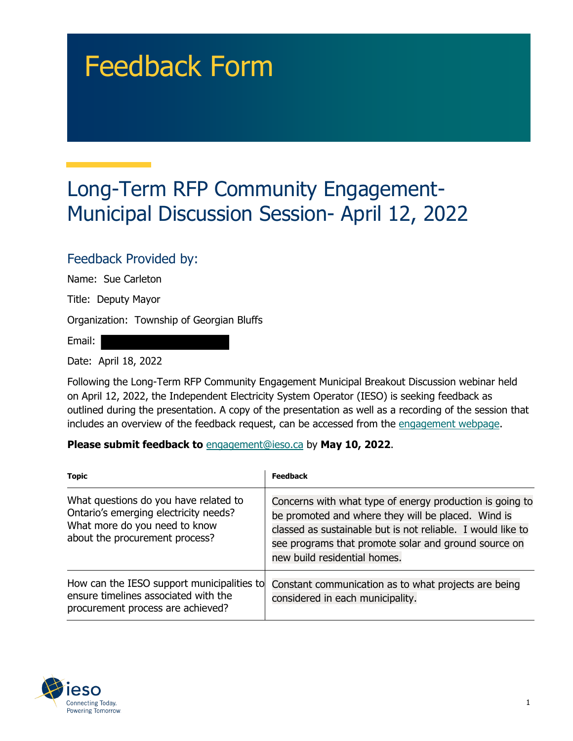# Feedback Form

## Long-Term RFP Community Engagement- Municipal Discussion Session- April 12, 2022

### Feedback Provided by:

Name: Sue Carleton

Title: Deputy Mayor

Organization: Township of Georgian Bluffs

Email:

Date: April 18, 2022

Following the Long-Term RFP Community Engagement Municipal Breakout Discussion webinar held on April 12, 2022, the Independent Electricity System Operator (IESO) is seeking feedback as outlined during the presentation. A copy of the presentation as well as a recording of the session that includes an overview of the feedback request, can be accessed from the engagement webpage.

**Please submit feedback to** engagement@ieso.ca by **May 10, 2022**.

| Topic | Feedback |
| --- | --- |
| What questions do you have related to Ontario's emerging electricity needs? What more do you need to know about the procurement process? | Concerns with what type of energy production is going to be promoted and where they will be placed. Wind is classed as sustainable but is not reliable. I would like to see programs that promote solar and ground source on new build residential homes. |
| How can the IESO support municipalities to ensure timelines associated with the procurement process are achieved? | Constant communication as to what projects are being considered in each municipality. |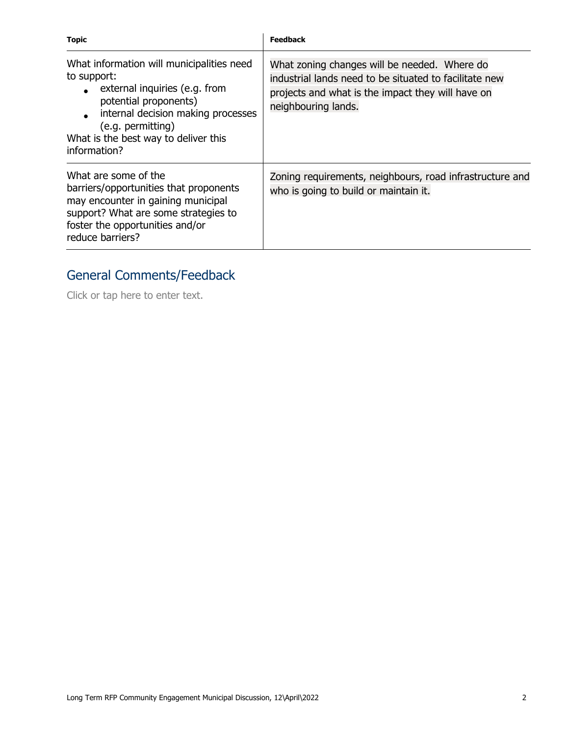| Topic | Feedback |
| --- | --- |
| What information will municipalities need to support: <br>• external inquiries (e.g. from potential proponents) <br>• internal decision making processes (e.g. permitting) <br>What is the best way to deliver this information? | What zoning changes will be needed. Where do industrial lands need to be situated to facilitate new projects and what is the impact they will have on neighbouring lands. |
| What are some of the barriers/opportunities that proponents may encounter in gaining municipal support? What are some strategies to foster the opportunities and/or reduce barriers? | Zoning requirements, neighbours, road infrastructure and who is going to build or maintain it. |

## General Comments/Feedback

Click or tap here to enter text.